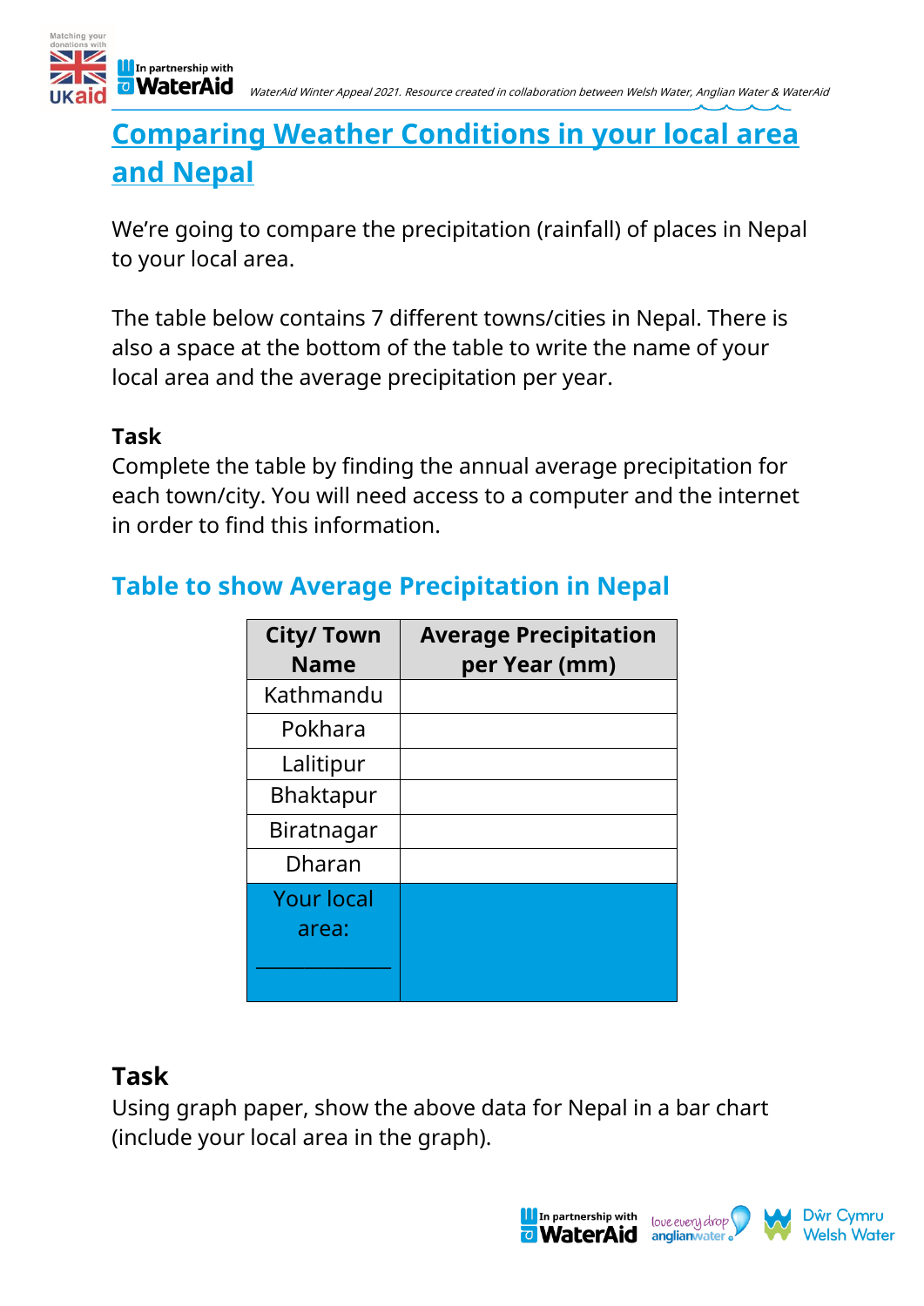# Comparing Weather Conditions in your local area and Nepal

We're going to compare the precipitation (rainfall) of places in Nepal to your local area.

The table below contains 7 different towns/cities in Nepal. There is also a space at the bottom of the table to write the name of your local area and the average precipitation per year.

**Task**

Complete the table by finding the annual average precipitation for each town/city. You will need access to a computer and the internet in order to find this information.

## Table to show Average Precipitation in Nepal

| City/ Town Name | Average Precipitation per Year (mm) |
|---|---|
| Kathmandu | |
| Pokhara | |
| Lalitipur | |
| Bhaktapur | |
| Biratnagar | |
| Dharan | |
| Your local area: ____________ | |

## Task

Using graph paper, show the above data for Nepal in a bar chart (include your local area in the graph).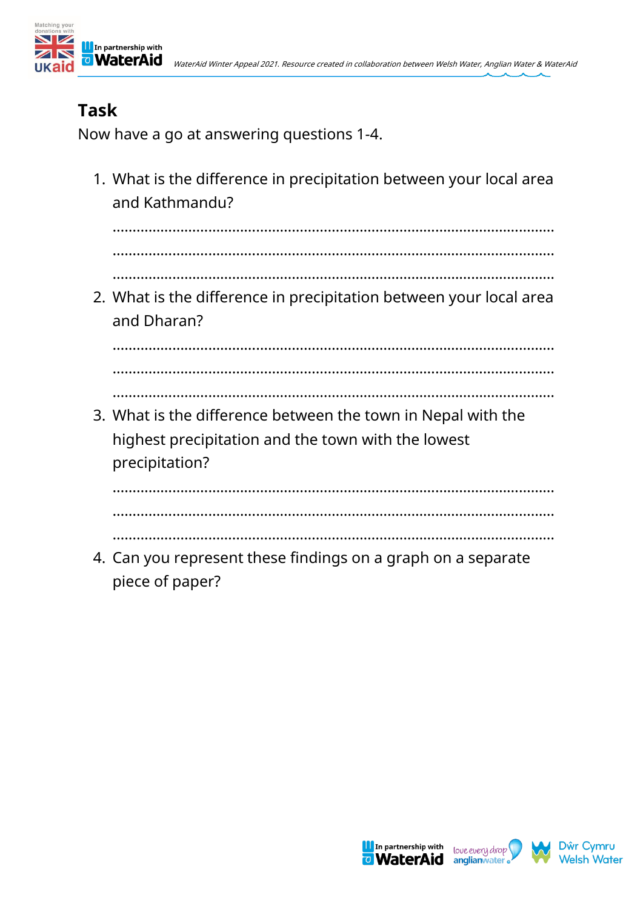## Task

Now have a go at answering questions 1-4.

1. What is the difference in precipitation between your local area and Kathmandu?

   ..........................................................................................................

   ..........................................................................................................

   ..........................................................................................................

2. What is the difference in precipitation between your local area and Dharan?

   ..........................................................................................................

   ..........................................................................................................

   ..........................................................................................................

3. What is the difference between the town in Nepal with the highest precipitation and the town with the lowest precipitation?

   ..........................................................................................................

   ..........................................................................................................

   ..........................................................................................................

4. Can you represent these findings on a graph on a separate piece of paper?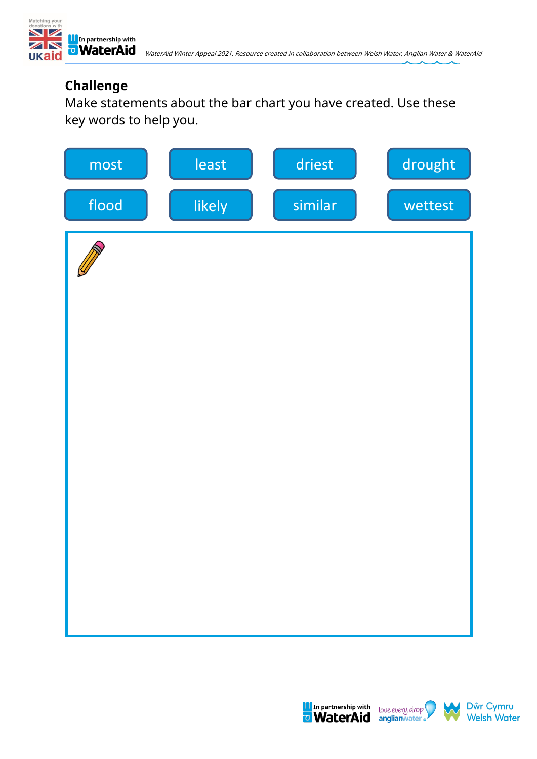## Challenge

Make statements about the bar chart you have created. Use these key words to help you.

| | | | |
|---|---|---|---|
| most | least | driest | drought |
| flood | likely | similar | wettest |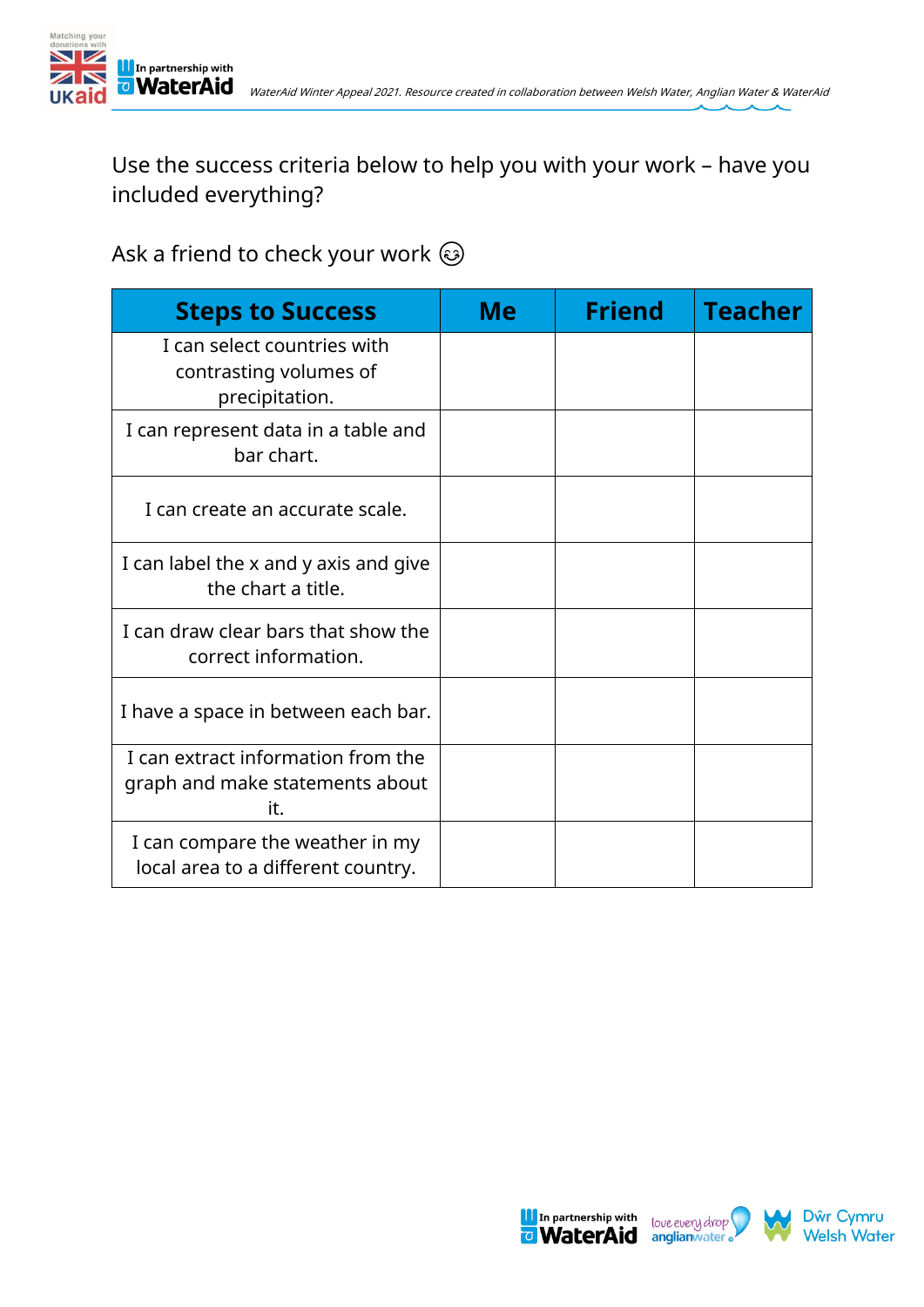Use the success criteria below to help you with your work – have you included everything?

Ask a friend to check your work 😉

| Steps to Success | Me | Friend | Teacher |
|---|---|---|---|
| I can select countries with contrasting volumes of precipitation. | | | |
| I can represent data in a table and bar chart. | | | |
| I can create an accurate scale. | | | |
| I can label the x and y axis and give the chart a title. | | | |
| I can draw clear bars that show the correct information. | | | |
| I have a space in between each bar. | | | |
| I can extract information from the graph and make statements about it. | | | |
| I can compare the weather in my local area to a different country. | | | |